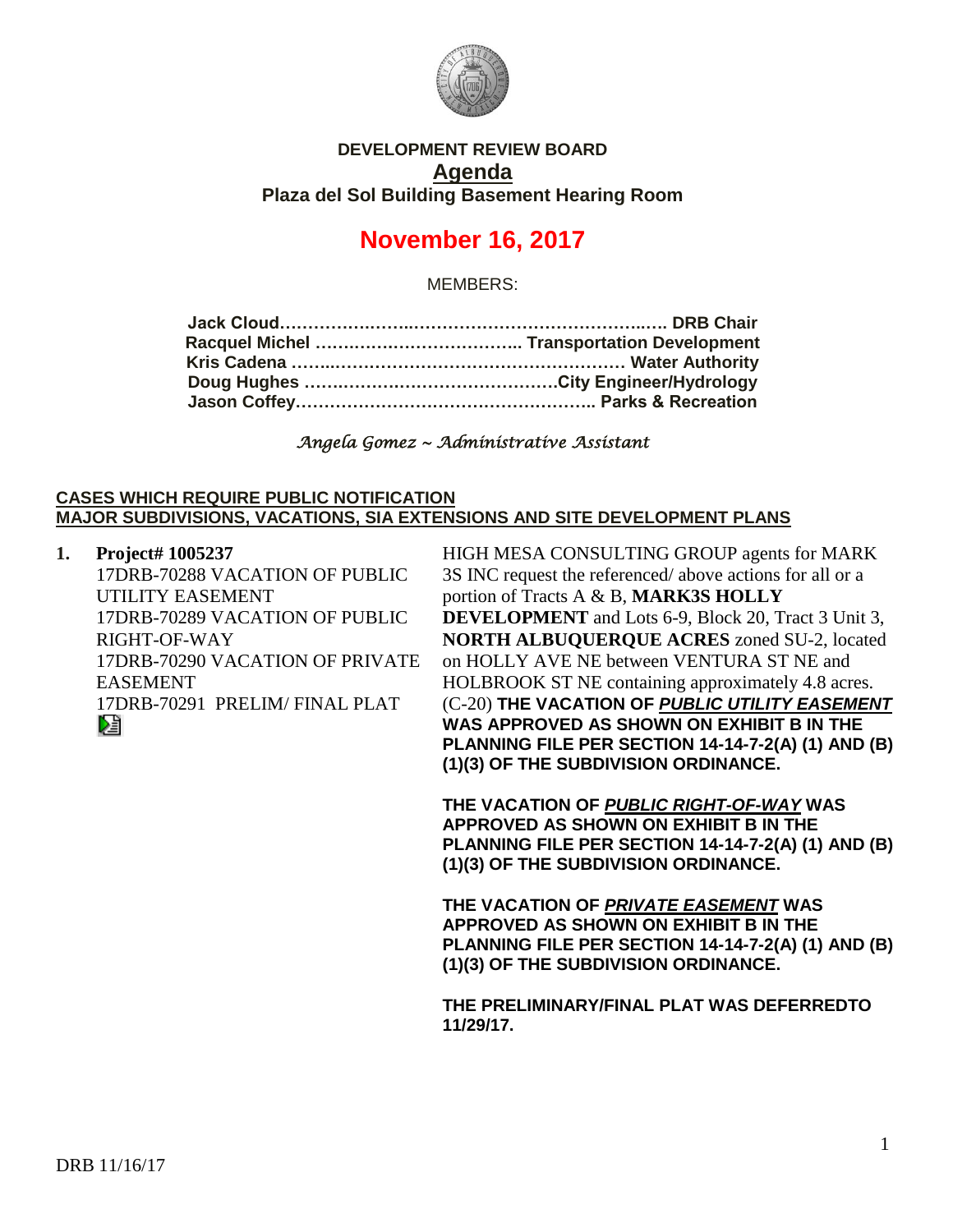**DEVELOPMENT REVIEW BOARD**

## Agenda

**Plaza del Sol Building Basement Hearing Room**

# November 16, 2017

MEMBERS:

**Jack Cloud……………………………………………………….. DRB Chair**
**Racquel Michel ……………………………….. Transportation Development**
**Kris Cadena ……………………………………………… Water Authority**
**Doug Hughes ………………………………………City Engineer/Hydrology**
**Jason Coffey……………………………………………….. Parks & Recreation**

*Angela Gomez ~ Administrative Assistant*

**CASES WHICH REQUIRE PUBLIC NOTIFICATION**
**MAJOR SUBDIVISIONS, VACATIONS, SIA EXTENSIONS AND SITE DEVELOPMENT PLANS**

1. **Project# 1005237**
17DRB-70288 VACATION OF PUBLIC UTILITY EASEMENT
17DRB-70289 VACATION OF PUBLIC RIGHT-OF-WAY
17DRB-70290 VACATION OF PRIVATE EASEMENT
17DRB-70291 PRELIM/ FINAL PLAT

HIGH MESA CONSULTING GROUP agents for MARK 3S INC request the referenced/ above actions for all or a portion of Tracts A & B, **MARK3S HOLLY DEVELOPMENT** and Lots 6-9, Block 20, Tract 3 Unit 3, **NORTH ALBUQUERQUE ACRES** zoned SU-2, located on HOLLY AVE NE between VENTURA ST NE and HOLBROOK ST NE containing approximately 4.8 acres. (C-20) **THE VACATION OF *PUBLIC UTILITY EASEMENT* WAS APPROVED AS SHOWN ON EXHIBIT B IN THE PLANNING FILE PER SECTION 14-14-7-2(A) (1) AND (B) (1)(3) OF THE SUBDIVISION ORDINANCE.**

**THE VACATION OF *PUBLIC RIGHT-OF-WAY* WAS APPROVED AS SHOWN ON EXHIBIT B IN THE PLANNING FILE PER SECTION 14-14-7-2(A) (1) AND (B) (1)(3) OF THE SUBDIVISION ORDINANCE.**

**THE VACATION OF *PRIVATE EASEMENT* WAS APPROVED AS SHOWN ON EXHIBIT B IN THE PLANNING FILE PER SECTION 14-14-7-2(A) (1) AND (B) (1)(3) OF THE SUBDIVISION ORDINANCE.**

**THE PRELIMINARY/FINAL PLAT WAS DEFERREDTO 11/29/17.**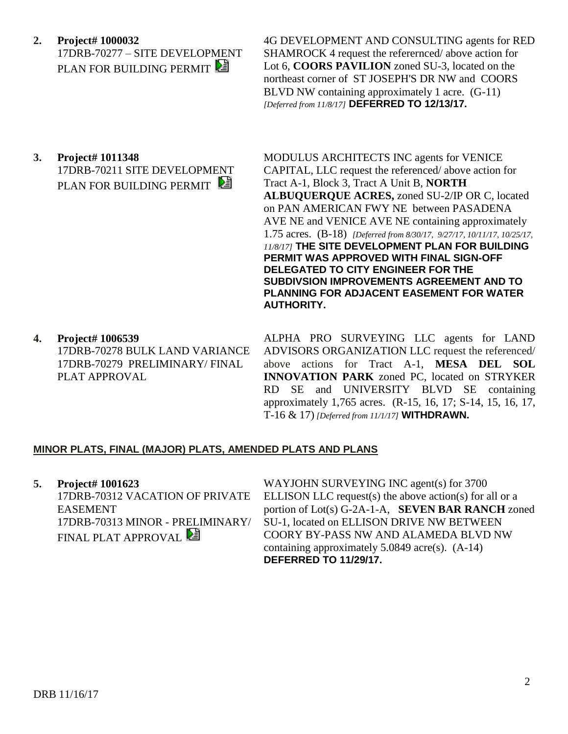**2. Project# 1000032**
17DRB-70277 – SITE DEVELOPMENT PLAN FOR BUILDING PERMIT

4G DEVELOPMENT AND CONSULTING agents for RED SHAMROCK 4 request the referernced/ above action for Lot 6, **COORS PAVILION** zoned SU-3, located on the northeast corner of ST JOSEPH'S DR NW and COORS BLVD NW containing approximately 1 acre. (G-11) *[Deferred from 11/8/17]* **DEFERRED TO 12/13/17.**

**3. Project# 1011348**
17DRB-70211 SITE DEVELOPMENT PLAN FOR BUILDING PERMIT

MODULUS ARCHITECTS INC agents for VENICE CAPITAL, LLC request the referenced/ above action for Tract A-1, Block 3, Tract A Unit B, **NORTH ALBUQUERQUE ACRES,** zoned SU-2/IP OR C, located on PAN AMERICAN FWY NE between PASADENA AVE NE and VENICE AVE NE containing approximately 1.75 acres. (B-18) *[Deferred from 8/30/17, 9/27/17, 10/11/17, 10/25/17, 11/8/17]* **THE SITE DEVELOPMENT PLAN FOR BUILDING PERMIT WAS APPROVED WITH FINAL SIGN-OFF DELEGATED TO CITY ENGINEER FOR THE SUBDIVSION IMPROVEMENTS AGREEMENT AND TO PLANNING FOR ADJACENT EASEMENT FOR WATER AUTHORITY.**

**4. Project# 1006539**
17DRB-70278 BULK LAND VARIANCE
17DRB-70279 PRELIMINARY/ FINAL PLAT APPROVAL

ALPHA PRO SURVEYING LLC agents for LAND ADVISORS ORGANIZATION LLC request the referenced/ above actions for Tract A-1, **MESA DEL SOL INNOVATION PARK** zoned PC, located on STRYKER RD SE and UNIVERSITY BLVD SE containing approximately 1,765 acres. (R-15, 16, 17; S-14, 15, 16, 17, T-16 & 17) *[Deferred from 11/1/17]* **WITHDRAWN.**

## MINOR PLATS, FINAL (MAJOR) PLATS, AMENDED PLATS AND PLANS

**5. Project# 1001623**
17DRB-70312 VACATION OF PRIVATE EASEMENT
17DRB-70313 MINOR - PRELIMINARY/ FINAL PLAT APPROVAL

WAYJOHN SURVEYING INC agent(s) for 3700 ELLISON LLC request(s) the above action(s) for all or a portion of Lot(s) G-2A-1-A, **SEVEN BAR RANCH** zoned SU-1, located on ELLISON DRIVE NW BETWEEN COORY BY-PASS NW AND ALAMEDA BLVD NW containing approximately 5.0849 acre(s). (A-14) **DEFERRED TO 11/29/17.**

DRB 11/16/17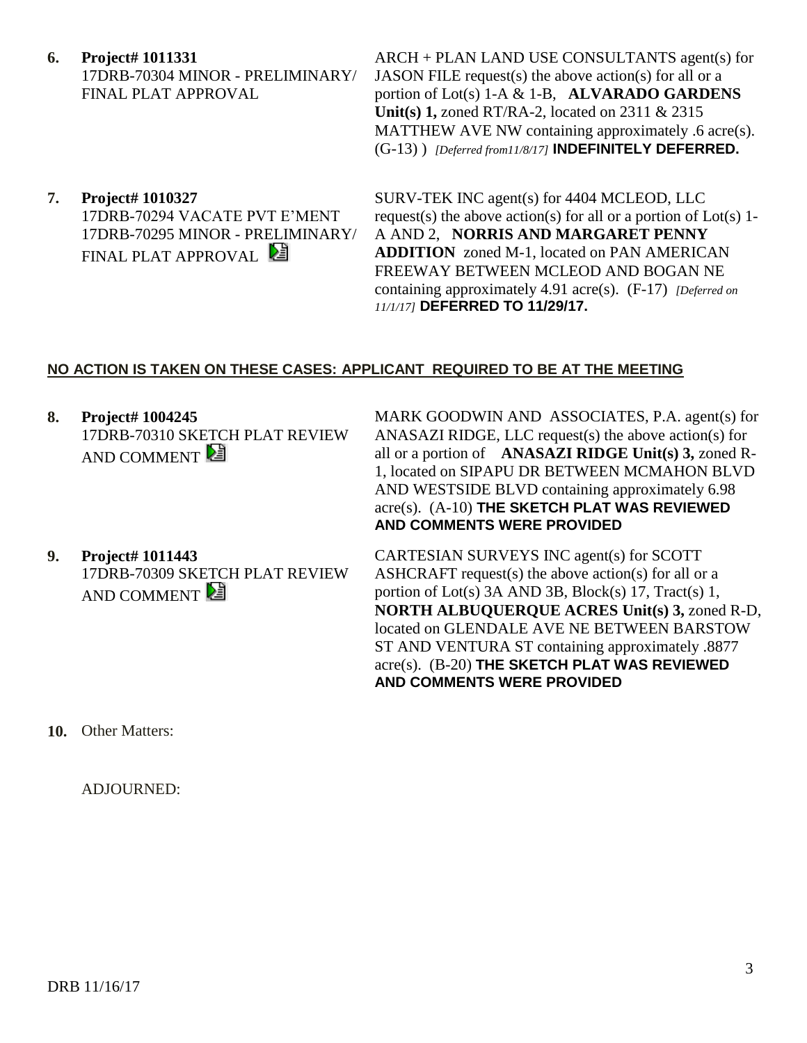**6. Project# 1011331**
17DRB-70304 MINOR - PRELIMINARY/ FINAL PLAT APPROVAL

ARCH + PLAN LAND USE CONSULTANTS agent(s) for JASON FILE request(s) the above action(s) for all or a portion of Lot(s) 1-A & 1-B, **ALVARADO GARDENS Unit(s) 1,** zoned RT/RA-2, located on 2311 & 2315 MATTHEW AVE NW containing approximately .6 acre(s). (G-13) ) *[Deferred from11/8/17]* **INDEFINITELY DEFERRED.**

**7. Project# 1010327**
17DRB-70294 VACATE PVT E'MENT
17DRB-70295 MINOR - PRELIMINARY/ FINAL PLAT APPROVAL

SURV-TEK INC agent(s) for 4404 MCLEOD, LLC request(s) the above action(s) for all or a portion of Lot(s) 1-A AND 2, **NORRIS AND MARGARET PENNY ADDITION** zoned M-1, located on PAN AMERICAN FREEWAY BETWEEN MCLEOD AND BOGAN NE containing approximately 4.91 acre(s). (F-17) *[Deferred on 11/1/17]* **DEFERRED TO 11/29/17.**

**NO ACTION IS TAKEN ON THESE CASES: APPLICANT REQUIRED TO BE AT THE MEETING**

**8. Project# 1004245**
17DRB-70310 SKETCH PLAT REVIEW AND COMMENT

MARK GOODWIN AND ASSOCIATES, P.A. agent(s) for ANASAZI RIDGE, LLC request(s) the above action(s) for all or a portion of **ANASAZI RIDGE Unit(s) 3,** zoned R-1, located on SIPAPU DR BETWEEN MCMAHON BLVD AND WESTSIDE BLVD containing approximately 6.98 acre(s). (A-10) **THE SKETCH PLAT WAS REVIEWED AND COMMENTS WERE PROVIDED**

**9. Project# 1011443**
17DRB-70309 SKETCH PLAT REVIEW AND COMMENT

CARTESIAN SURVEYS INC agent(s) for SCOTT ASHCRAFT request(s) the above action(s) for all or a portion of Lot(s) 3A AND 3B, Block(s) 17, Tract(s) 1, **NORTH ALBUQUERQUE ACRES Unit(s) 3,** zoned R-D, located on GLENDALE AVE NE BETWEEN BARSTOW ST AND VENTURA ST containing approximately .8877 acre(s). (B-20) **THE SKETCH PLAT WAS REVIEWED AND COMMENTS WERE PROVIDED**

**10.** Other Matters:

ADJOURNED:

DRB 11/16/17